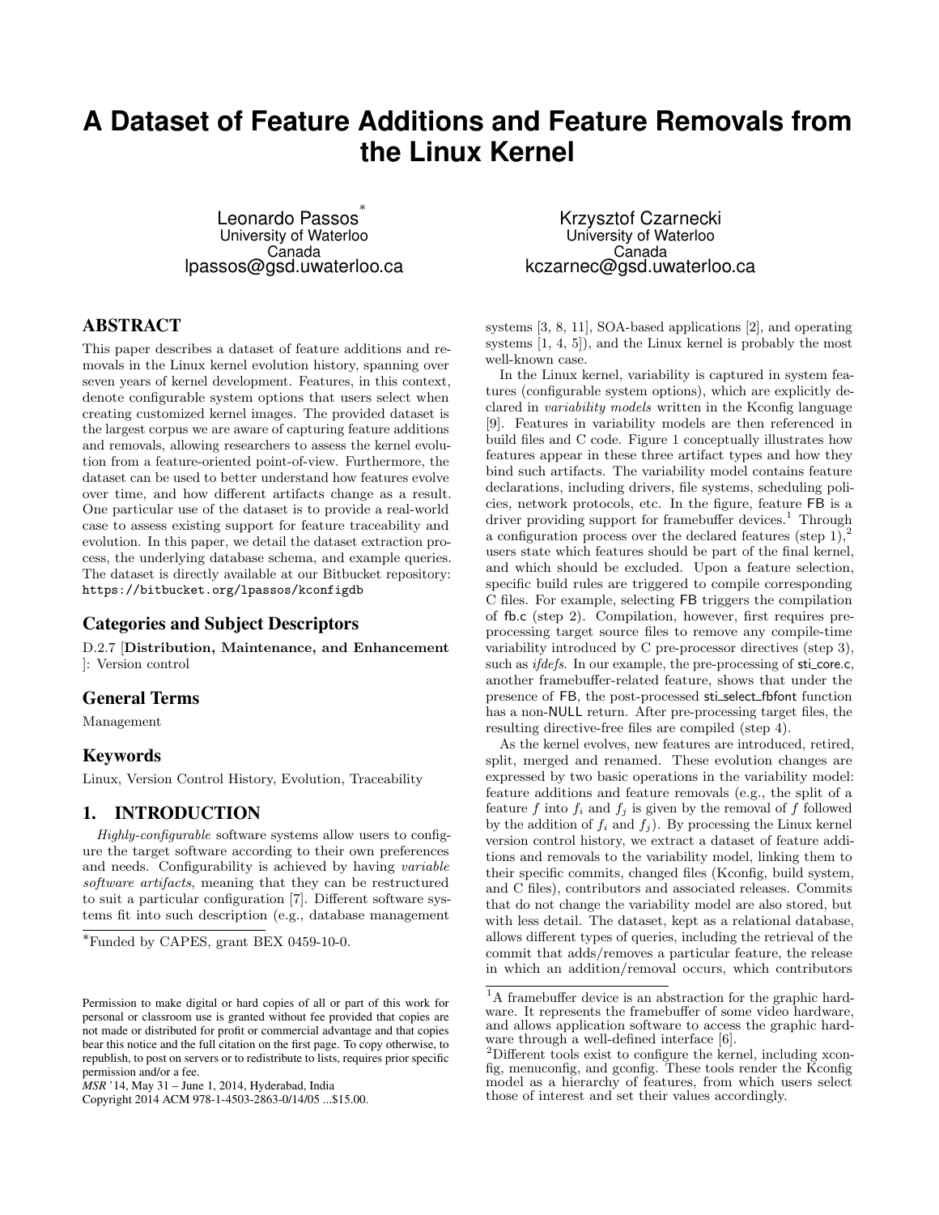# A Dataset of Feature Additions and Feature Removals from the Linux Kernel

Leonardo Passos[*]
University of Waterloo
Canada
lpassos@gsd.uwaterloo.ca

Krzysztof Czarnecki
University of Waterloo
Canada
kczarnec@gsd.uwaterloo.ca

## ABSTRACT

This paper describes a dataset of feature additions and removals in the Linux kernel evolution history, spanning over seven years of kernel development. Features, in this context, denote configurable system options that users select when creating customized kernel images. The provided dataset is the largest corpus we are aware of capturing feature additions and removals, allowing researchers to assess the kernel evolution from a feature-oriented point-of-view. Furthermore, the dataset can be used to better understand how features evolve over time, and how different artifacts change as a result. One particular use of the dataset is to provide a real-world case to assess existing support for feature traceability and evolution. In this paper, we detail the dataset extraction process, the underlying database schema, and example queries. The dataset is directly available at our Bitbucket repository: `https://bitbucket.org/lpassos/kconfigdb`

## Categories and Subject Descriptors

D.2.7 [**Distribution, Maintenance, and Enhancement** ]: Version control

## General Terms

Management

## Keywords

Linux, Version Control History, Evolution, Traceability

## 1. INTRODUCTION

*Highly-configurable* software systems allow users to configure the target software according to their own preferences and needs. Configurability is achieved by having *variable software artifacts*, meaning that they can be restructured to suit a particular configuration [7]. Different software systems fit into such description (e.g., database management systems [3, 8, 11], SOA-based applications [2], and operating systems [1, 4, 5]), and the Linux kernel is probably the most well-known case.

In the Linux kernel, variability is captured in system features (configurable system options), which are explicitly declared in *variability models* written in the Kconfig language [9]. Features in variability models are then referenced in build files and C code. Figure 1 conceptually illustrates how features appear in these three artifact types and how they bind such artifacts. The variability model contains feature declarations, including drivers, file systems, scheduling policies, network protocols, etc. In the figure, feature FB is a driver providing support for framebuffer devices.[1] Through a configuration process over the declared features (step 1),[2] users state which features should be part of the final kernel, and which should be excluded. Upon a feature selection, specific build rules are triggered to compile corresponding C files. For example, selecting FB triggers the compilation of fb.c (step 2). Compilation, however, first requires pre-processing target source files to remove any compile-time variability introduced by C pre-processor directives (step 3), such as *ifdefs*. In our example, the pre-processing of sti_core.c, another framebuffer-related feature, shows that under the presence of FB, the post-processed sti_select_fbfont function has a non-NULL return. After pre-processing target files, the resulting directive-free files are compiled (step 4).

As the kernel evolves, new features are introduced, retired, split, merged and renamed. These evolution changes are expressed by two basic operations in the variability model: feature additions and feature removals (e.g., the split of a feature $f$ into $f_i$ and $f_j$ is given by the removal of $f$ followed by the addition of $f_i$ and $f_j$). By processing the Linux kernel version control history, we extract a dataset of feature additions and removals to the variability model, linking them to their specific commits, changed files (Kconfig, build system, and C files), contributors and associated releases. Commits that do not change the variability model are also stored, but with less detail. The dataset, kept as a relational database, allows different types of queries, including the retrieval of the commit that adds/removes a particular feature, the release in which an addition/removal occurs, which contributors

[*]Funded by CAPES, grant BEX 0459-10-0.

[1]A framebuffer device is an abstraction for the graphic hardware. It represents the framebuffer of some video hardware, and allows application software to access the graphic hardware through a well-defined interface [6].

[2]Different tools exist to configure the kernel, including xconfig, menuconfig, and gconfig. These tools render the Kconfig model as a hierarchy of features, from which users select those of interest and set their values accordingly.

Permission to make digital or hard copies of all or part of this work for personal or classroom use is granted without fee provided that copies are not made or distributed for profit or commercial advantage and that copies bear this notice and the full citation on the first page. To copy otherwise, to republish, to post on servers or to redistribute to lists, requires prior specific permission and/or a fee.
*MSR* '14, May 31 – June 1, 2014, Hyderabad, India
Copyright 2014 ACM 978-1-4503-2863-0/14/05 ...$15.00.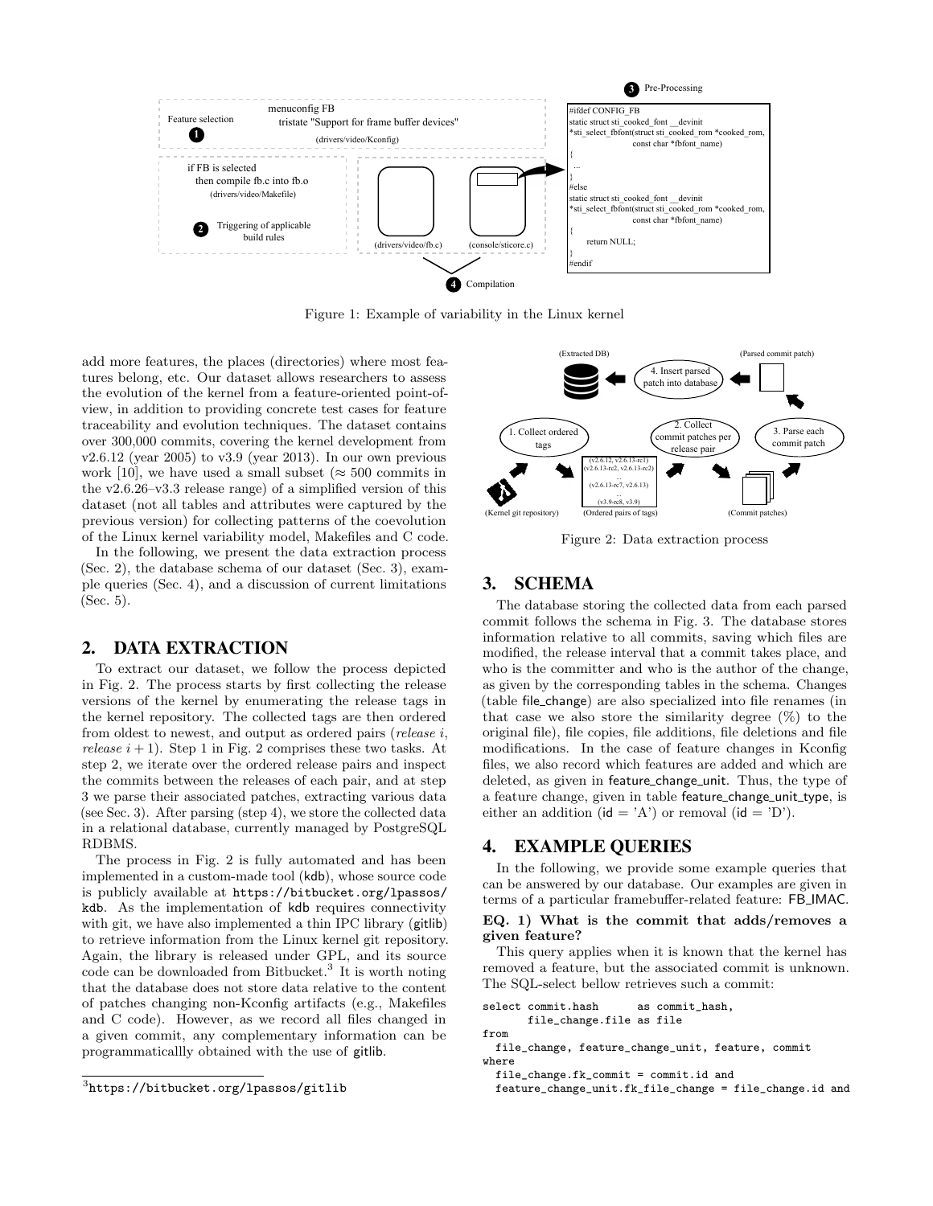Figure 1: Example of variability in the Linux kernel

add more features, the places (directories) where most features belong, etc. Our dataset allows researchers to assess the evolution of the kernel from a feature-oriented point-of-view, in addition to providing concrete test cases for feature traceability and evolution techniques. The dataset contains over 300,000 commits, covering the kernel development from v2.6.12 (year 2005) to v3.9 (year 2013). In our own previous work [10], we have used a small subset (≈ 500 commits in the v2.6.26–v3.3 release range) of a simplified version of this dataset (not all tables and attributes were captured by the previous version) for collecting patterns of the coevolution of the Linux kernel variability model, Makefiles and C code.

In the following, we present the data extraction process (Sec. 2), the database schema of our dataset (Sec. 3), example queries (Sec. 4), and a discussion of current limitations (Sec. 5).

## 2. DATA EXTRACTION

To extract our dataset, we follow the process depicted in Fig. 2. The process starts by first collecting the release versions of the kernel by enumerating the release tags in the kernel repository. The collected tags are then ordered from oldest to newest, and output as ordered pairs (*release i*, *release i + 1*). Step 1 in Fig. 2 comprises these two tasks. At step 2, we iterate over the ordered release pairs and inspect the commits between the releases of each pair, and at step 3 we parse their associated patches, extracting various data (see Sec. 3). After parsing (step 4), we store the collected data in a relational database, currently managed by PostgreSQL RDBMS.

The process in Fig. 2 is fully automated and has been implemented in a custom-made tool (kdb), whose source code is publicly available at `https://bitbucket.org/lpassos/kdb`. As the implementation of kdb requires connectivity with git, we have also implemented a thin IPC library (gitlib) to retrieve information from the Linux kernel git repository. Again, the library is released under GPL, and its source code can be downloaded from Bitbucket.[3] It is worth noting that the database does not store data relative to the content of patches changing non-Kconfig artifacts (e.g., Makefiles and C code). However, as we record all files changed in a given commit, any complementary information can be programmaticallly obtained with the use of gitlib.

[3] `https://bitbucket.org/lpassos/gitlib`

Figure 2: Data extraction process

## 3. SCHEMA

The database storing the collected data from each parsed commit follows the schema in Fig. 3. The database stores information relative to all commits, saving which files are modified, the release interval that a commit takes place, and who is the committer and who is the author of the change, as given by the corresponding tables in the schema. Changes (table file_change) are also specialized into file renames (in that case we also store the similarity degree (%) to the original file), file copies, file additions, file deletions and file modifications. In the case of feature changes in Kconfig files, we also record which features are added and which are deleted, as given in feature_change_unit. Thus, the type of a feature change, given in table feature_change_unit_type, is either an addition (id = 'A') or removal (id = 'D').

## 4. EXAMPLE QUERIES

In the following, we provide some example queries that can be answered by our database. Our examples are given in terms of a particular framebuffer-related feature: FB_IMAC.

**EQ. 1) What is the commit that adds/removes a given feature?**

This query applies when it is known that the kernel has removed a feature, but the associated commit is unknown. The SQL-select bellow retrieves such a commit:

```
select commit.hash      as commit_hash,
       file_change.file as file
from
  file_change, feature_change_unit, feature, commit
where
  file_change.fk_commit = commit.id and
  feature_change_unit.fk_file_change = file_change.id and
```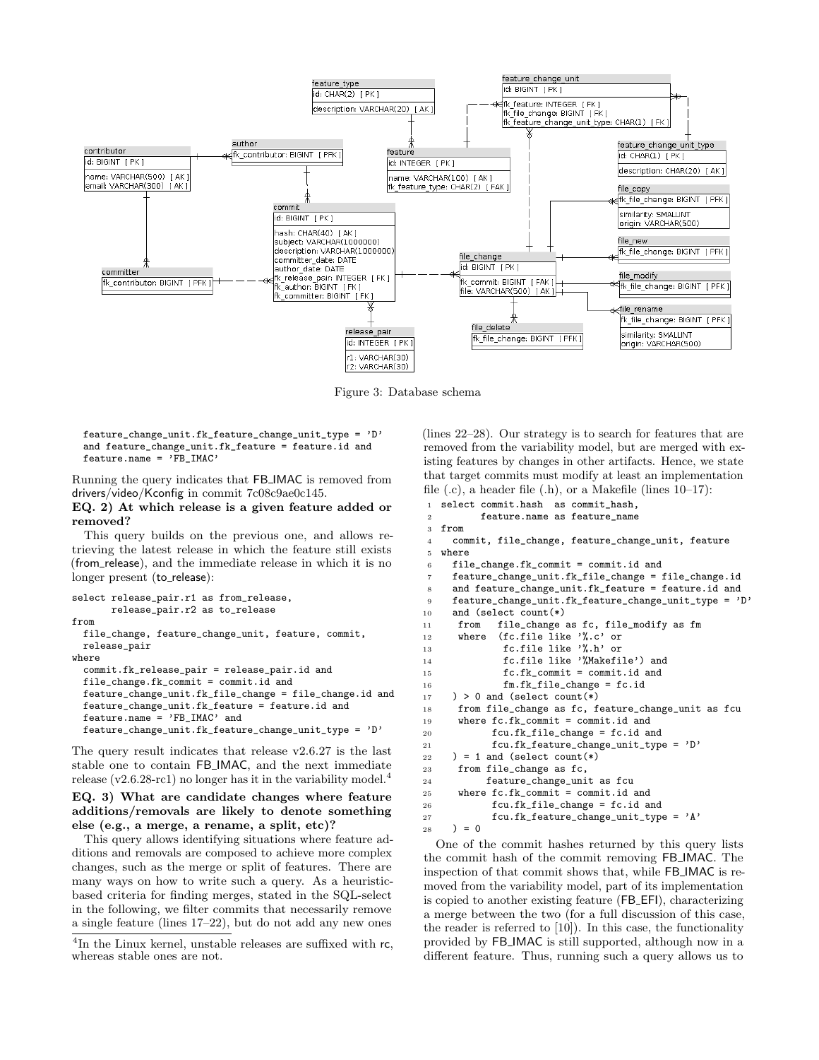Figure 3: Database schema

```
feature_change_unit.fk_feature_change_unit_type = 'D'
and feature_change_unit.fk_feature = feature.id and
feature.name = 'FB_IMAC'
```

Running the query indicates that FB_IMAC is removed from drivers/video/Kconfig in commit 7c08c9ae0c145.

**EQ. 2) At which release is a given feature added or removed?**

This query builds on the previous one, and allows retrieving the latest release in which the feature still exists (from_release), and the immediate release in which it is no longer present (to_release):

```
select release_pair.r1 as from_release,
       release_pair.r2 as to_release
from
  file_change, feature_change_unit, feature, commit,
  release_pair
where
  commit.fk_release_pair = release_pair.id and
  file_change.fk_commit = commit.id and
  feature_change_unit.fk_file_change = file_change.id and
  feature_change_unit.fk_feature = feature.id and
  feature.name = 'FB_IMAC' and
  feature_change_unit.fk_feature_change_unit_type = 'D'
```

The query result indicates that release v2.6.27 is the last stable one to contain FB_IMAC, and the next immediate release (v2.6.28-rc1) no longer has it in the variability model.[4]

**EQ. 3) What are candidate changes where feature additions/removals are likely to denote something else (e.g., a merge, a rename, a split, etc)?**

This query allows identifying situations where feature additions and removals are composed to achieve more complex changes, such as the merge or split of features. There are many ways on how to write such a query. As a heuristic-based criteria for finding merges, stated in the SQL-select in the following, we filter commits that necessarily remove a single feature (lines 17–22), but do not add any new ones (lines 22–28). Our strategy is to search for features that are removed from the variability model, but are merged with existing features by changes in other artifacts. Hence, we state that target commits must modify at least an implementation file (.c), a header file (.h), or a Makefile (lines 10–17):

```
1  select commit.hash  as commit_hash,
2         feature.name as feature_name
3  from
4    commit, file_change, feature_change_unit, feature
5  where
6    file_change.fk_commit = commit.id and
7    feature_change_unit.fk_file_change = file_change.id
8    and feature_change_unit.fk_feature = feature.id and
9    feature_change_unit.fk_feature_change_unit_type = 'D'
10   and (select count(*)
11    from   file_change as fc, file_modify as fm
12    where  (fc.file like '%.c' or
13            fc.file like '%.h' or
14            fc.file like '%Makefile') and
15            fc.fk_commit = commit.id and
16            fm.fk_file_change = fc.id
17   ) > 0 and (select count(*)
18    from file_change as fc, feature_change_unit as fcu
19    where fc.fk_commit = commit.id and
20          fcu.fk_file_change = fc.id and
21          fcu.fk_feature_change_unit_type = 'D'
22   ) = 1 and (select count(*)
23    from file_change as fc,
24         feature_change_unit as fcu
25    where fc.fk_commit = commit.id and
26          fcu.fk_file_change = fc.id and
27          fcu.fk_feature_change_unit_type = 'A'
28   ) = 0
```

One of the commit hashes returned by this query lists the commit hash of the commit removing FB_IMAC. The inspection of that commit shows that, while FB_IMAC is removed from the variability model, part of its implementation is copied to another existing feature (FB_EFI), characterizing a merge between the two (for a full discussion of this case, the reader is referred to [10]). In this case, the functionality provided by FB_IMAC is still supported, although now in a different feature. Thus, running such a query allows us to

[4] In the Linux kernel, unstable releases are suffixed with rc, whereas stable ones are not.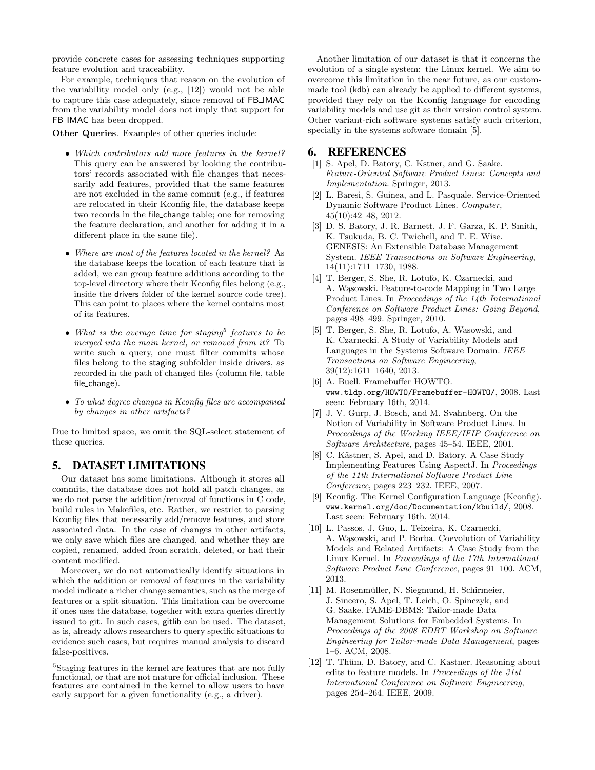provide concrete cases for assessing techniques supporting feature evolution and traceability.

For example, techniques that reason on the evolution of the variability model only (e.g., [12]) would not be able to capture this case adequately, since removal of FB_IMAC from the variability model does not imply that support for FB_IMAC has been dropped.

**Other Queries**. Examples of other queries include:

- *Which contributors add more features in the kernel?* This query can be answered by looking the contributors' records associated with file changes that necessarily add features, provided that the same features are not excluded in the same commit (e.g., if features are relocated in their Kconfig file, the database keeps two records in the file_change table; one for removing the feature declaration, and another for adding it in a different place in the same file).
- *Where are most of the features located in the kernel?* As the database keeps the location of each feature that is added, we can group feature additions according to the top-level directory where their Kconfig files belong (e.g., inside the drivers folder of the kernel source code tree). This can point to places where the kernel contains most of its features.
- *What is the average time for staging*[5] *features to be merged into the main kernel, or removed from it?* To write such a query, one must filter commits whose files belong to the staging subfolder inside drivers, as recorded in the path of changed files (column file, table file_change).
- *To what degree changes in Kconfig files are accompanied by changes in other artifacts?*

Due to limited space, we omit the SQL-select statement of these queries.

## 5. DATASET LIMITATIONS

Our dataset has some limitations. Although it stores all commits, the database does not hold all patch changes, as we do not parse the addition/removal of functions in C code, build rules in Makefiles, etc. Rather, we restrict to parsing Kconfig files that necessarily add/remove features, and store associated data. In the case of changes in other artifacts, we only save which files are changed, and whether they are copied, renamed, added from scratch, deleted, or had their content modified.

Moreover, we do not automatically identify situations in which the addition or removal of features in the variability model indicate a richer change semantics, such as the merge of features or a split situation. This limitation can be overcome if ones uses the database, together with extra queries directly issued to git. In such cases, gitlib can be used. The dataset, as is, already allows researchers to query specific situations to evidence such cases, but requires manual analysis to discard false-positives.

[5]Staging features in the kernel are features that are not fully functional, or that are not mature for official inclusion. These features are contained in the kernel to allow users to have early support for a given functionality (e.g., a driver).

Another limitation of our dataset is that it concerns the evolution of a single system: the Linux kernel. We aim to overcome this limitation in the near future, as our custom-made tool (kdb) can already be applied to different systems, provided they rely on the Kconfig language for encoding variability models and use git as their version control system. Other variant-rich software systems satisfy such criterion, specially in the systems software domain [5].

## 6. REFERENCES

[1] S. Apel, D. Batory, C. Kstner, and G. Saake. *Feature-Oriented Software Product Lines: Concepts and Implementation*. Springer, 2013.

[2] L. Baresi, S. Guinea, and L. Pasquale. Service-Oriented Dynamic Software Product Lines. *Computer*, 45(10):42–48, 2012.

[3] D. S. Batory, J. R. Barnett, J. F. Garza, K. P. Smith, K. Tsukuda, B. C. Twichell, and T. E. Wise. GENESIS: An Extensible Database Management System. *IEEE Transactions on Software Engineering*, 14(11):1711–1730, 1988.

[4] T. Berger, S. She, R. Lotufo, K. Czarnecki, and A. Wąsowski. Feature-to-code Mapping in Two Large Product Lines. In *Proceedings of the 14th International Conference on Software Product Lines: Going Beyond*, pages 498–499. Springer, 2010.

[5] T. Berger, S. She, R. Lotufo, A. Wasowski, and K. Czarnecki. A Study of Variability Models and Languages in the Systems Software Domain. *IEEE Transactions on Software Engineering*, 39(12):1611–1640, 2013.

[6] A. Buell. Framebuffer HOWTO. www.tldp.org/HOWTO/Framebuffer-HOWTO/, 2008. Last seen: February 16th, 2014.

[7] J. V. Gurp, J. Bosch, and M. Svahnberg. On the Notion of Variability in Software Product Lines. In *Proceedings of the Working IEEE/IFIP Conference on Software Architecture*, pages 45–54. IEEE, 2001.

[8] C. Kästner, S. Apel, and D. Batory. A Case Study Implementing Features Using AspectJ. In *Proceedings of the 11th International Software Product Line Conference*, pages 223–232. IEEE, 2007.

[9] Kconfig. The Kernel Configuration Language (Kconfig). www.kernel.org/doc/Documentation/kbuild/, 2008. Last seen: February 16th, 2014.

[10] L. Passos, J. Guo, L. Teixeira, K. Czarnecki, A. Wąsowski, and P. Borba. Coevolution of Variability Models and Related Artifacts: A Case Study from the Linux Kernel. In *Proceedings of the 17th International Software Product Line Conference*, pages 91–100. ACM, 2013.

[11] M. Rosenmüller, N. Siegmund, H. Schirmeier, J. Sincero, S. Apel, T. Leich, O. Spinczyk, and G. Saake. FAME-DBMS: Tailor-made Data Management Solutions for Embedded Systems. In *Proceedings of the 2008 EDBT Workshop on Software Engineering for Tailor-made Data Management*, pages 1–6. ACM, 2008.

[12] T. Thüm, D. Batory, and C. Kastner. Reasoning about edits to feature models. In *Proceedings of the 31st International Conference on Software Engineering*, pages 254–264. IEEE, 2009.